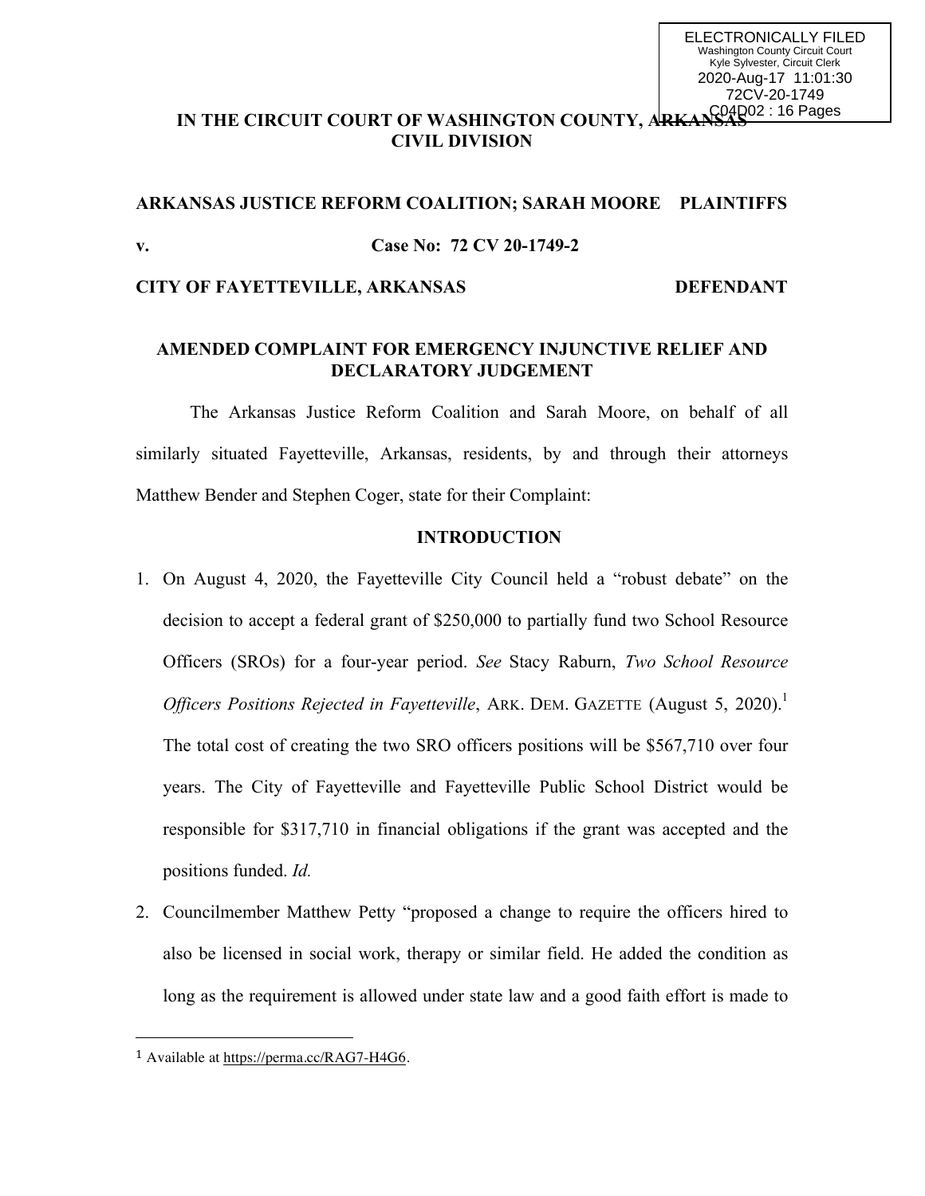ELECTRONICALLY FILED
Washington County Circuit Court
Kyle Sylvester, Circuit Clerk
2020-Aug-17 11:01:30
72CV-20-1749
C04D02 : 16 Pages

**IN THE CIRCUIT COURT OF WASHINGTON COUNTY, ARKANSAS**
**CIVIL DIVISION**

**ARKANSAS JUSTICE REFORM COALITION; SARAH MOORE PLAINTIFFS**

**v. Case No: 72 CV 20-1749-2**

**CITY OF FAYETTEVILLE, ARKANSAS DEFENDANT**

**AMENDED COMPLAINT FOR EMERGENCY INJUNCTIVE RELIEF AND DECLARATORY JUDGEMENT**

The Arkansas Justice Reform Coalition and Sarah Moore, on behalf of all similarly situated Fayetteville, Arkansas, residents, by and through their attorneys Matthew Bender and Stephen Coger, state for their Complaint:

## INTRODUCTION

1. On August 4, 2020, the Fayetteville City Council held a "robust debate" on the decision to accept a federal grant of $250,000 to partially fund two School Resource Officers (SROs) for a four-year period. *See* Stacy Raburn, *Two School Resource Officers Positions Rejected in Fayetteville*, ARK. DEM. GAZETTE (August 5, 2020).[1] The total cost of creating the two SRO officers positions will be $567,710 over four years. The City of Fayetteville and Fayetteville Public School District would be responsible for $317,710 in financial obligations if the grant was accepted and the positions funded. *Id.*

2. Councilmember Matthew Petty "proposed a change to require the officers hired to also be licensed in social work, therapy or similar field. He added the condition as long as the requirement is allowed under state law and a good faith effort is made to

[1] Available at https://perma.cc/RAG7-H4G6.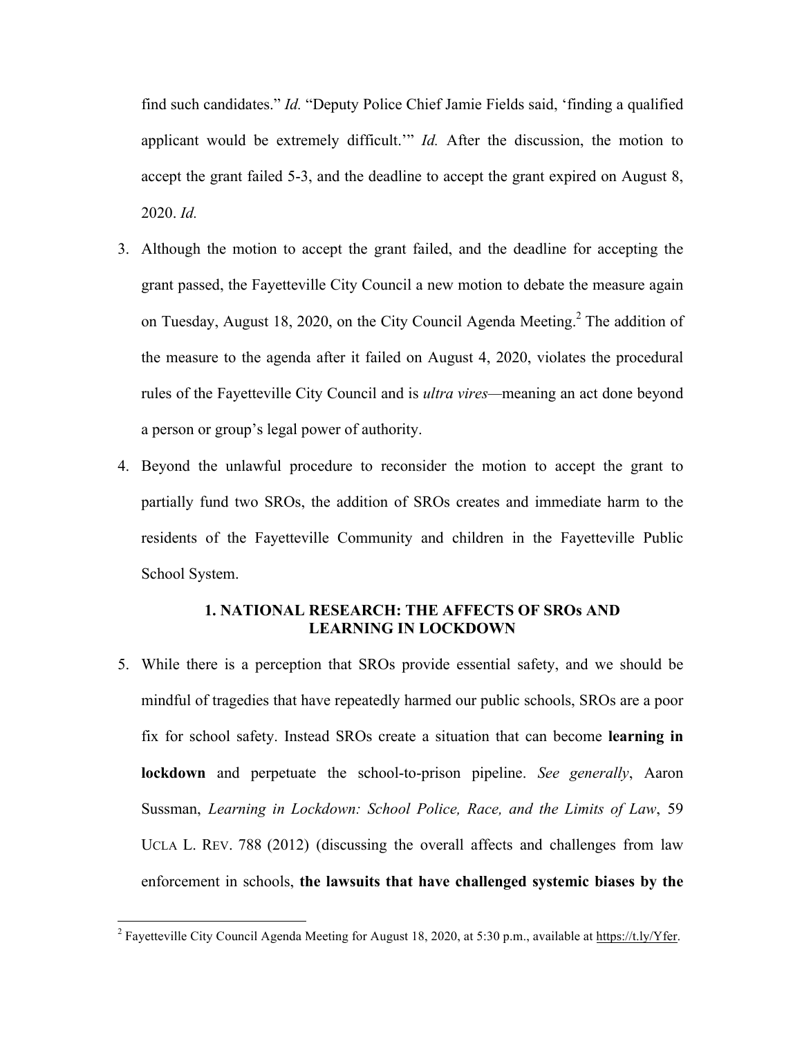find such candidates." *Id.* "Deputy Police Chief Jamie Fields said, 'finding a qualified applicant would be extremely difficult.'" *Id.* After the discussion, the motion to accept the grant failed 5-3, and the deadline to accept the grant expired on August 8, 2020. *Id.*

3. Although the motion to accept the grant failed, and the deadline for accepting the grant passed, the Fayetteville City Council a new motion to debate the measure again on Tuesday, August 18, 2020, on the City Council Agenda Meeting.[2] The addition of the measure to the agenda after it failed on August 4, 2020, violates the procedural rules of the Fayetteville City Council and is *ultra vires*—meaning an act done beyond a person or group's legal power of authority.

4. Beyond the unlawful procedure to reconsider the motion to accept the grant to partially fund two SROs, the addition of SROs creates and immediate harm to the residents of the Fayetteville Community and children in the Fayetteville Public School System.

### 1. NATIONAL RESEARCH: THE AFFECTS OF SROs AND LEARNING IN LOCKDOWN

5. While there is a perception that SROs provide essential safety, and we should be mindful of tragedies that have repeatedly harmed our public schools, SROs are a poor fix for school safety. Instead SROs create a situation that can become **learning in lockdown** and perpetuate the school-to-prison pipeline. *See generally*, Aaron Sussman, *Learning in Lockdown: School Police, Race, and the Limits of Law*, 59 UCLA L. REV. 788 (2012) (discussing the overall affects and challenges from law enforcement in schools, **the lawsuits that have challenged systemic biases by the**

---

[2] Fayetteville City Council Agenda Meeting for August 18, 2020, at 5:30 p.m., available at https://t.ly/Yfer.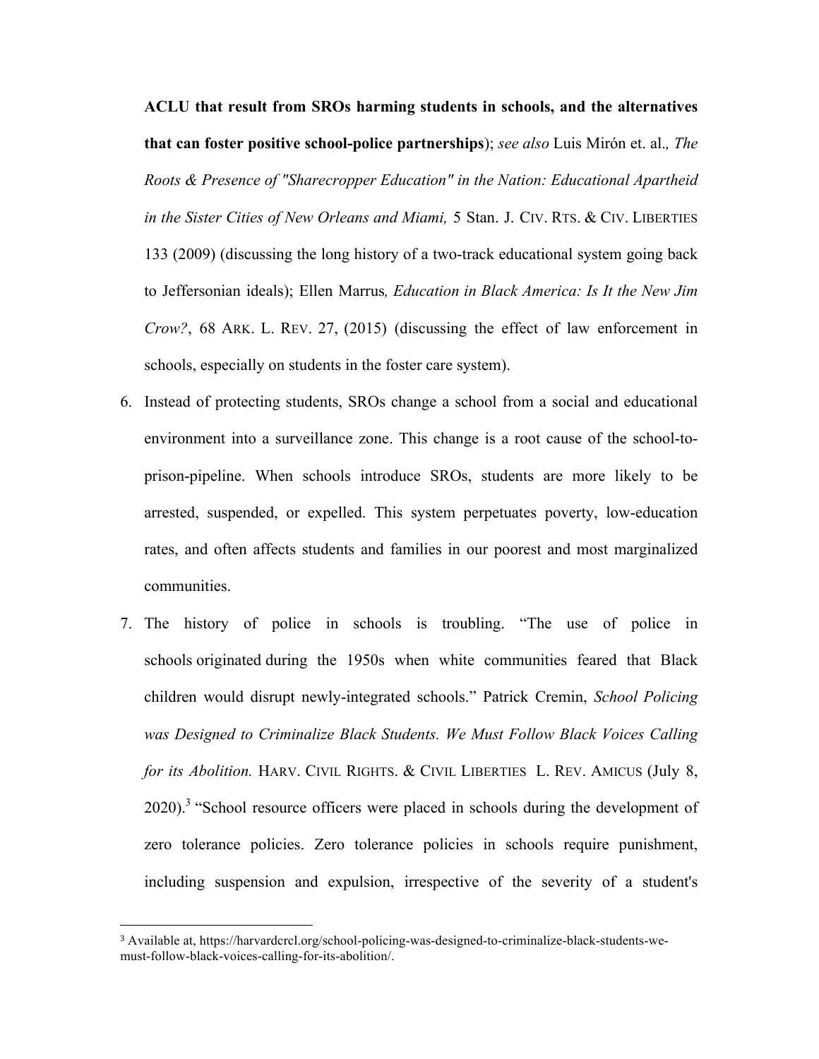**ACLU that result from SROs harming students in schools, and the alternatives that can foster positive school-police partnerships**); *see also* Luis Mirón et. al.*, The Roots & Presence of "Sharecropper Education" in the Nation: Educational Apartheid in the Sister Cities of New Orleans and Miami,* 5 Stan. J. CIV. RTS. & CIV. LIBERTIES 133 (2009) (discussing the long history of a two-track educational system going back to Jeffersonian ideals); Ellen Marrus*, Education in Black America: Is It the New Jim Crow?*, 68 ARK. L. REV. 27, (2015) (discussing the effect of law enforcement in schools, especially on students in the foster care system).

6. Instead of protecting students, SROs change a school from a social and educational environment into a surveillance zone. This change is a root cause of the school-to-prison-pipeline. When schools introduce SROs, students are more likely to be arrested, suspended, or expelled. This system perpetuates poverty, low-education rates, and often affects students and families in our poorest and most marginalized communities.
7. The history of police in schools is troubling. "The use of police in schools originated during the 1950s when white communities feared that Black children would disrupt newly-integrated schools." Patrick Cremin, *School Policing was Designed to Criminalize Black Students. We Must Follow Black Voices Calling for its Abolition.* HARV. CIVIL RIGHTS. & CIVIL LIBERTIES L. REV. AMICUS (July 8, 2020).[3] "School resource officers were placed in schools during the development of zero tolerance policies. Zero tolerance policies in schools require punishment, including suspension and expulsion, irrespective of the severity of a student's

[3] Available at, https://harvardcrcl.org/school-policing-was-designed-to-criminalize-black-students-we-must-follow-black-voices-calling-for-its-abolition/.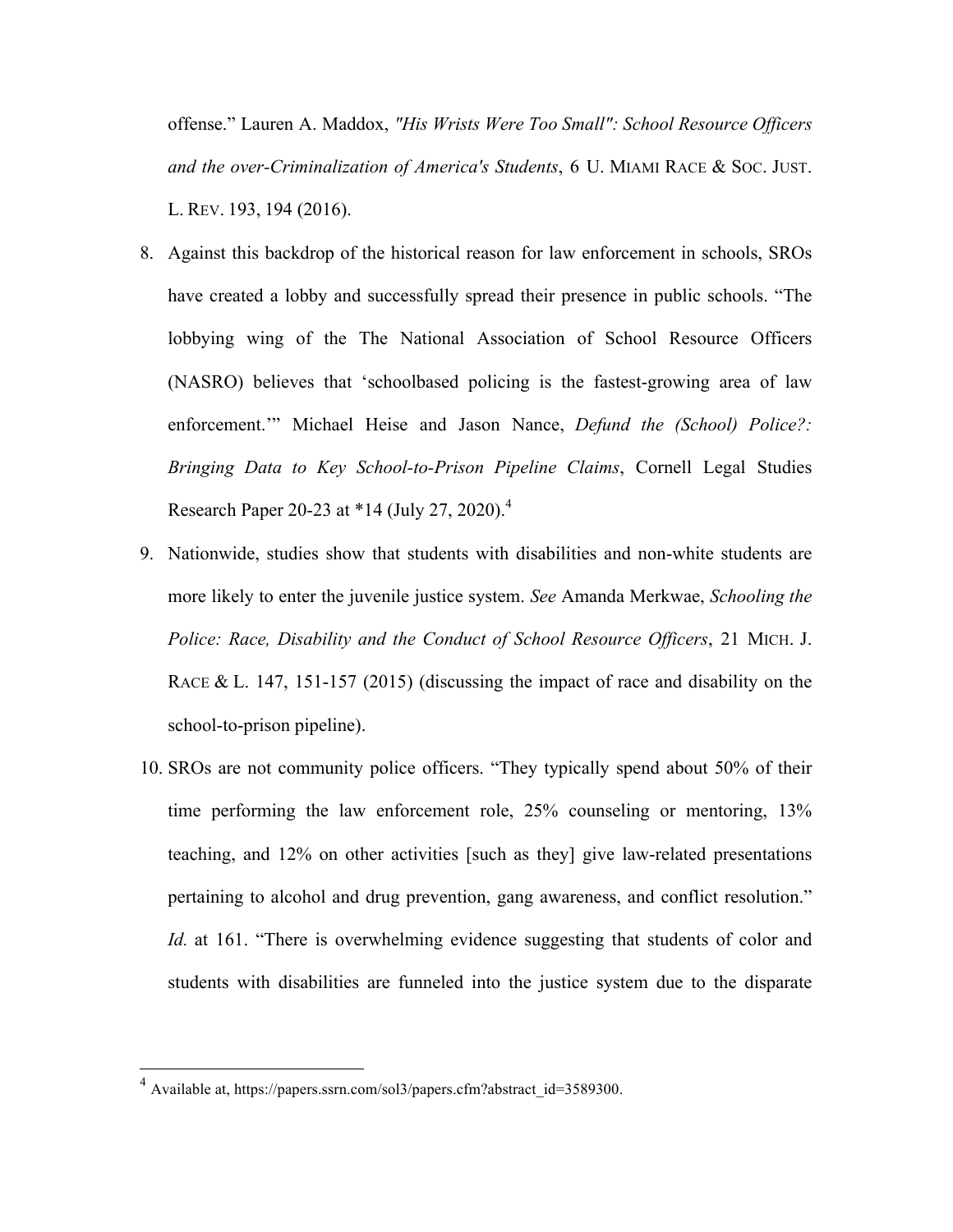offense." Lauren A. Maddox, *"His Wrists Were Too Small": School Resource Officers and the over-Criminalization of America's Students*, 6 U. MIAMI RACE & SOC. JUST. L. REV. 193, 194 (2016).

8. Against this backdrop of the historical reason for law enforcement in schools, SROs have created a lobby and successfully spread their presence in public schools. "The lobbying wing of the The National Association of School Resource Officers (NASRO) believes that 'schoolbased policing is the fastest-growing area of law enforcement.'" Michael Heise and Jason Nance, *Defund the (School) Police?: Bringing Data to Key School-to-Prison Pipeline Claims*, Cornell Legal Studies Research Paper 20-23 at *14 (July 27, 2020).[4]

9. Nationwide, studies show that students with disabilities and non-white students are more likely to enter the juvenile justice system. *See* Amanda Merkwae, *Schooling the Police: Race, Disability and the Conduct of School Resource Officers*, 21 MICH. J. RACE & L. 147, 151-157 (2015) (discussing the impact of race and disability on the school-to-prison pipeline).

10. SROs are not community police officers. "They typically spend about 50% of their time performing the law enforcement role, 25% counseling or mentoring, 13% teaching, and 12% on other activities [such as they] give law-related presentations pertaining to alcohol and drug prevention, gang awareness, and conflict resolution." *Id.* at 161. "There is overwhelming evidence suggesting that students of color and students with disabilities are funneled into the justice system due to the disparate

---

[4] Available at, https://papers.ssrn.com/sol3/papers.cfm?abstract_id=3589300.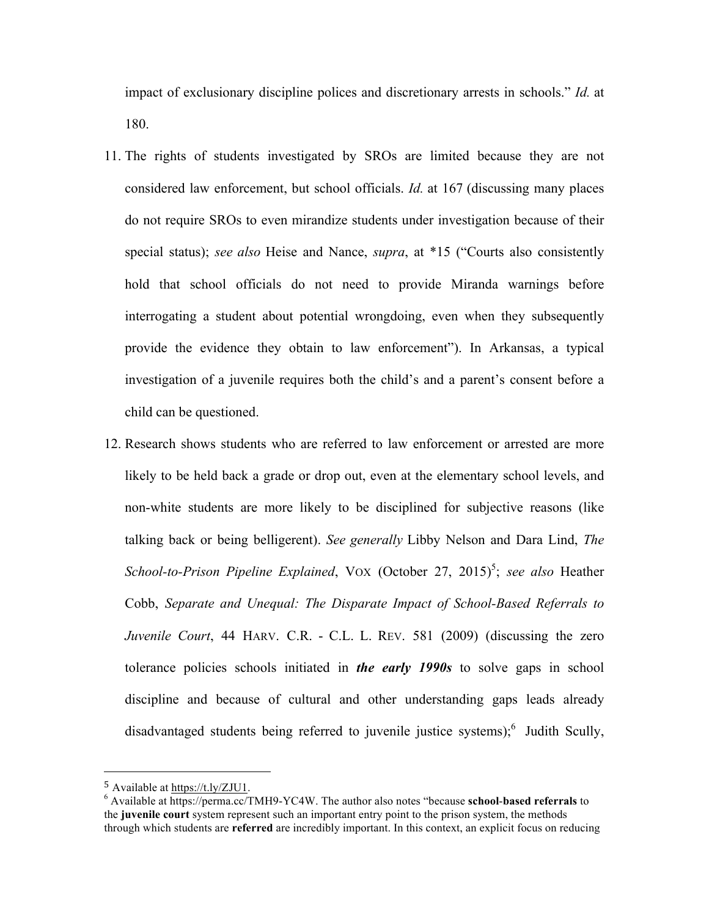impact of exclusionary discipline polices and discretionary arrests in schools." *Id.* at 180.

11. The rights of students investigated by SROs are limited because they are not considered law enforcement, but school officials. *Id.* at 167 (discussing many places do not require SROs to even mirandize students under investigation because of their special status); *see also* Heise and Nance, *supra*, at *15 ("Courts also consistently hold that school officials do not need to provide Miranda warnings before interrogating a student about potential wrongdoing, even when they subsequently provide the evidence they obtain to law enforcement"). In Arkansas, a typical investigation of a juvenile requires both the child's and a parent's consent before a child can be questioned.

12. Research shows students who are referred to law enforcement or arrested are more likely to be held back a grade or drop out, even at the elementary school levels, and non-white students are more likely to be disciplined for subjective reasons (like talking back or being belligerent). *See generally* Libby Nelson and Dara Lind, *The School-to-Prison Pipeline Explained*, VOX (October 27, 2015)[5]; *see also* Heather Cobb, *Separate and Unequal: The Disparate Impact of School-Based Referrals to Juvenile Court*, 44 HARV. C.R. - C.L. L. REV. 581 (2009) (discussing the zero tolerance policies schools initiated in ***the early 1990s*** to solve gaps in school discipline and because of cultural and other understanding gaps leads already disadvantaged students being referred to juvenile justice systems);[6] Judith Scully,

---

[5] Available at https://t.ly/ZJU1.

[6] Available at https://perma.cc/TMH9-YC4W. The author also notes "because **school-based referrals** to the **juvenile court** system represent such an important entry point to the prison system, the methods through which students are **referred** are incredibly important. In this context, an explicit focus on reducing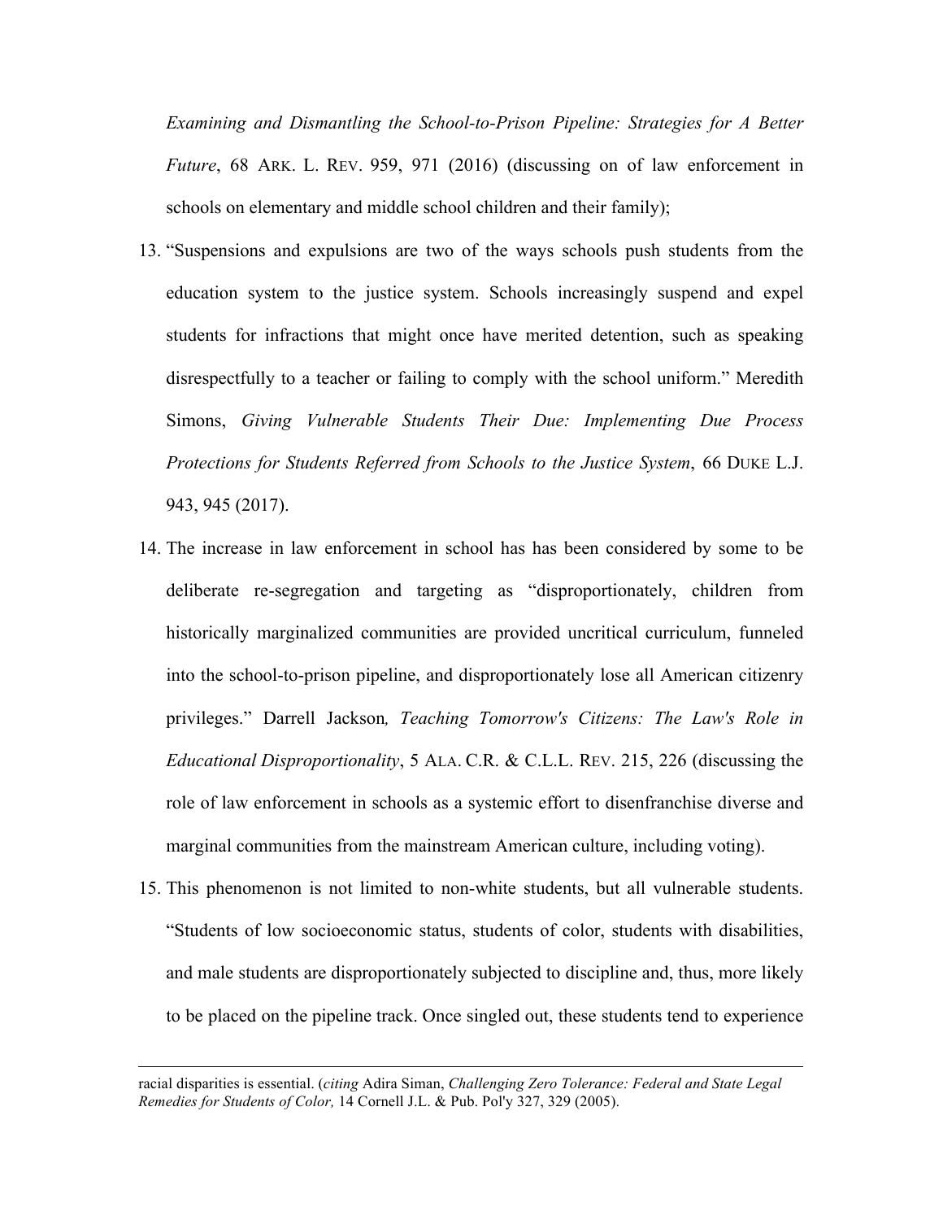*Examining and Dismantling the School-to-Prison Pipeline: Strategies for A Better Future*, 68 ARK. L. REV. 959, 971 (2016) (discussing on of law enforcement in schools on elementary and middle school children and their family);

13. "Suspensions and expulsions are two of the ways schools push students from the education system to the justice system. Schools increasingly suspend and expel students for infractions that might once have merited detention, such as speaking disrespectfully to a teacher or failing to comply with the school uniform." Meredith Simons, *Giving Vulnerable Students Their Due: Implementing Due Process Protections for Students Referred from Schools to the Justice System*, 66 DUKE L.J. 943, 945 (2017).

14. The increase in law enforcement in school has has been considered by some to be deliberate re-segregation and targeting as "disproportionately, children from historically marginalized communities are provided uncritical curriculum, funneled into the school-to-prison pipeline, and disproportionately lose all American citizenry privileges." Darrell Jackson*, Teaching Tomorrow's Citizens: The Law's Role in Educational Disproportionality*, 5 ALA. C.R. & C.L.L. REV. 215, 226 (discussing the role of law enforcement in schools as a systemic effort to disenfranchise diverse and marginal communities from the mainstream American culture, including voting).

15. This phenomenon is not limited to non-white students, but all vulnerable students. "Students of low socioeconomic status, students of color, students with disabilities, and male students are disproportionately subjected to discipline and, thus, more likely to be placed on the pipeline track. Once singled out, these students tend to experience

---

racial disparities is essential. (*citing* Adira Siman, *Challenging Zero Tolerance: Federal and State Legal Remedies for Students of Color,* 14 Cornell J.L. & Pub. Pol'y 327, 329 (2005).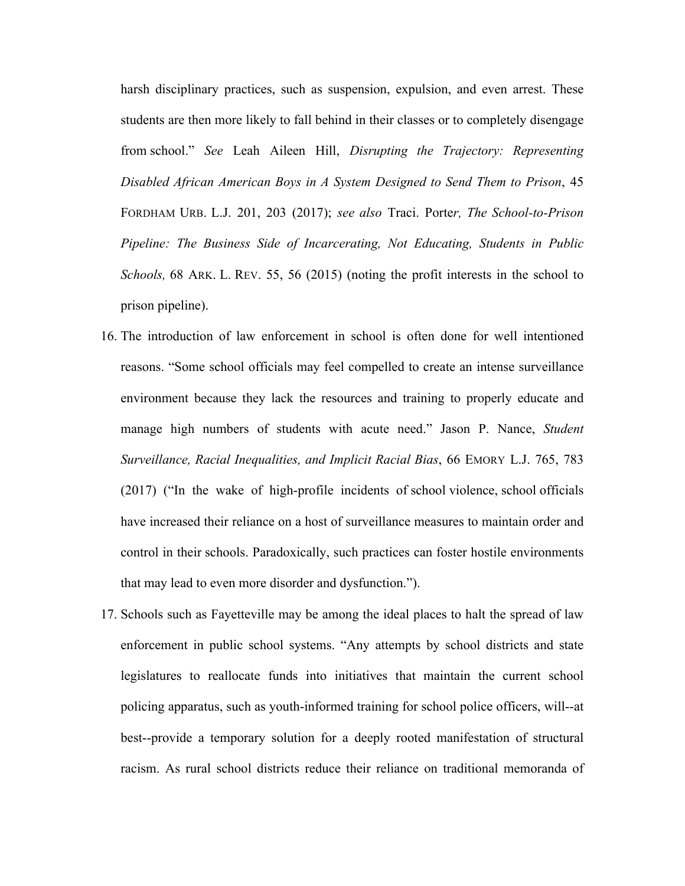harsh disciplinary practices, such as suspension, expulsion, and even arrest. These students are then more likely to fall behind in their classes or to completely disengage from school." *See* Leah Aileen Hill, *Disrupting the Trajectory: Representing Disabled African American Boys in A System Designed to Send Them to Prison*, 45 FORDHAM URB. L.J. 201, 203 (2017); *see also* Traci. Porte*r, The School-to-Prison Pipeline: The Business Side of Incarcerating, Not Educating, Students in Public Schools,* 68 ARK. L. REV. 55, 56 (2015) (noting the profit interests in the school to prison pipeline).

16. The introduction of law enforcement in school is often done for well intentioned reasons. "Some school officials may feel compelled to create an intense surveillance environment because they lack the resources and training to properly educate and manage high numbers of students with acute need." Jason P. Nance, *Student Surveillance, Racial Inequalities, and Implicit Racial Bias*, 66 EMORY L.J. 765, 783 (2017) ("In the wake of high-profile incidents of school violence, school officials have increased their reliance on a host of surveillance measures to maintain order and control in their schools. Paradoxically, such practices can foster hostile environments that may lead to even more disorder and dysfunction.").

17. Schools such as Fayetteville may be among the ideal places to halt the spread of law enforcement in public school systems. "Any attempts by school districts and state legislatures to reallocate funds into initiatives that maintain the current school policing apparatus, such as youth-informed training for school police officers, will--at best--provide a temporary solution for a deeply rooted manifestation of structural racism. As rural school districts reduce their reliance on traditional memoranda of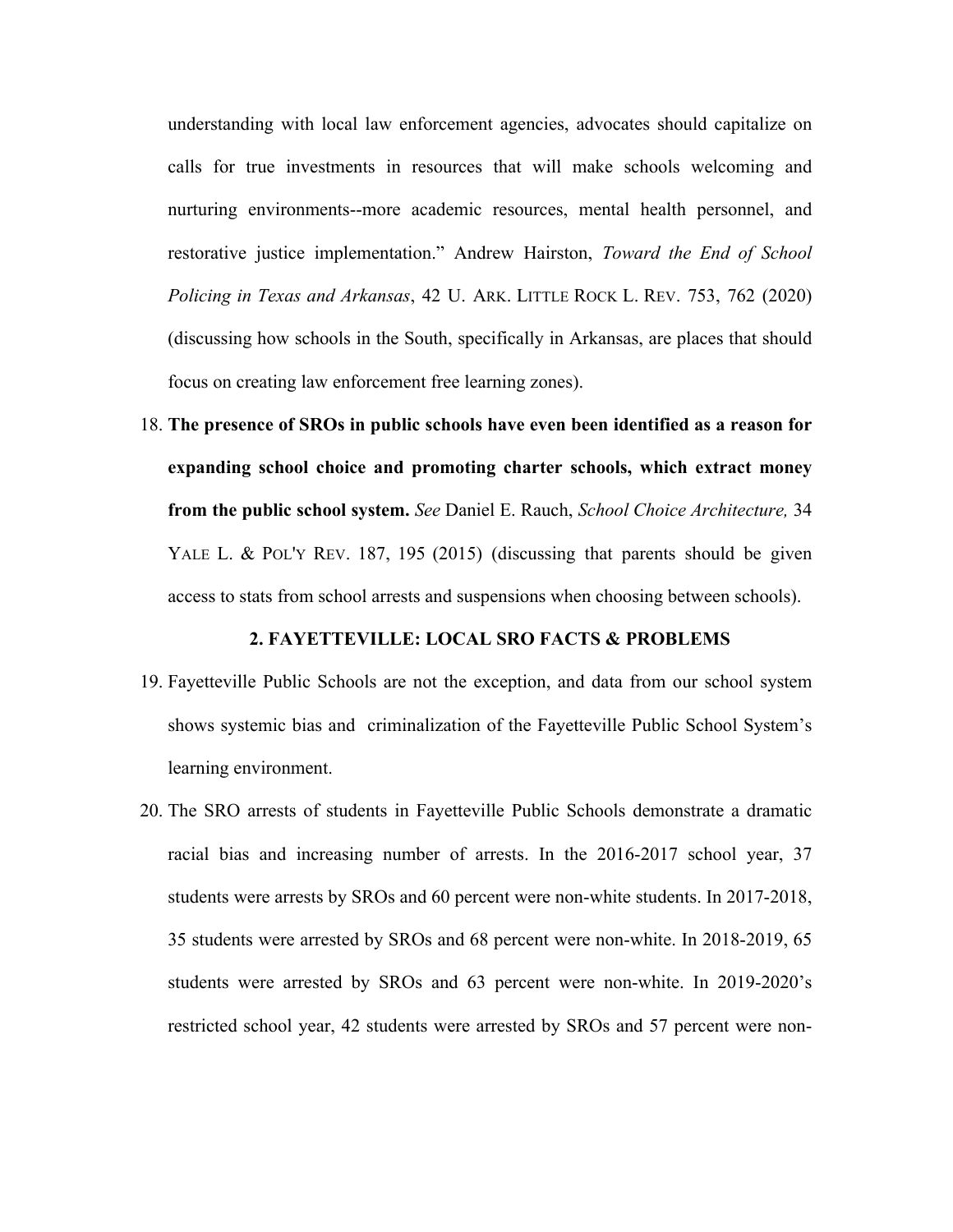understanding with local law enforcement agencies, advocates should capitalize on calls for true investments in resources that will make schools welcoming and nurturing environments--more academic resources, mental health personnel, and restorative justice implementation." Andrew Hairston, *Toward the End of School Policing in Texas and Arkansas*, 42 U. ARK. LITTLE ROCK L. REV. 753, 762 (2020) (discussing how schools in the South, specifically in Arkansas, are places that should focus on creating law enforcement free learning zones).

18. **The presence of SROs in public schools have even been identified as a reason for expanding school choice and promoting charter schools, which extract money from the public school system.** *See* Daniel E. Rauch, *School Choice Architecture,* 34 YALE L. & POL'Y REV. 187, 195 (2015) (discussing that parents should be given access to stats from school arrests and suspensions when choosing between schools).

### 2. FAYETTEVILLE: LOCAL SRO FACTS & PROBLEMS

19. Fayetteville Public Schools are not the exception, and data from our school system shows systemic bias and criminalization of the Fayetteville Public School System's learning environment.

20. The SRO arrests of students in Fayetteville Public Schools demonstrate a dramatic racial bias and increasing number of arrests. In the 2016-2017 school year, 37 students were arrests by SROs and 60 percent were non-white students. In 2017-2018, 35 students were arrested by SROs and 68 percent were non-white. In 2018-2019, 65 students were arrested by SROs and 63 percent were non-white. In 2019-2020's restricted school year, 42 students were arrested by SROs and 57 percent were non-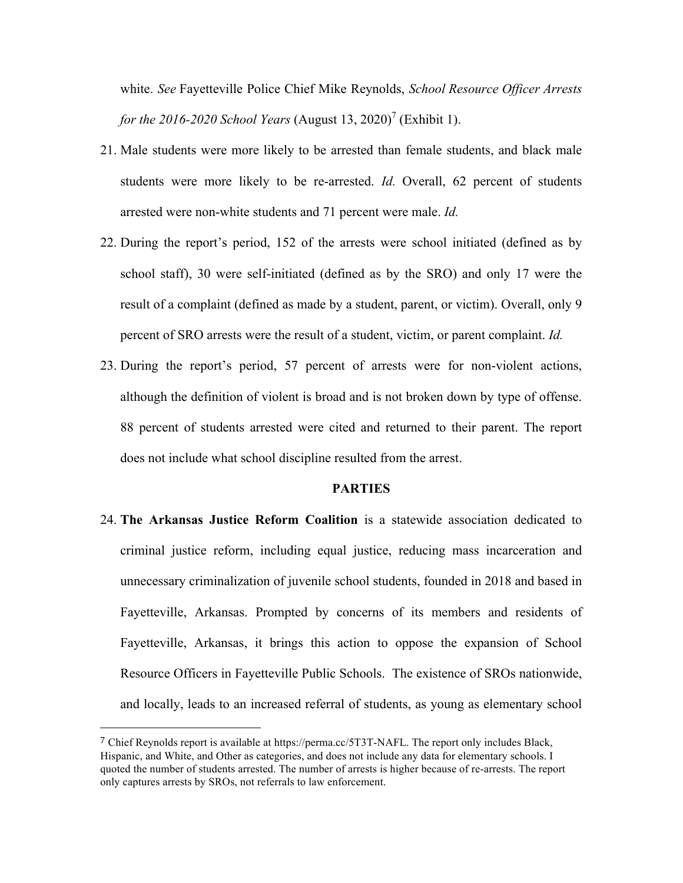white. *See* Fayetteville Police Chief Mike Reynolds, *School Resource Officer Arrests for the 2016-2020 School Years* (August 13, 2020)[7] (Exhibit 1).

21. Male students were more likely to be arrested than female students, and black male students were more likely to be re-arrested. *Id.* Overall, 62 percent of students arrested were non-white students and 71 percent were male. *Id.*

22. During the report's period, 152 of the arrests were school initiated (defined as by school staff), 30 were self-initiated (defined as by the SRO) and only 17 were the result of a complaint (defined as made by a student, parent, or victim). Overall, only 9 percent of SRO arrests were the result of a student, victim, or parent complaint. *Id.*

23. During the report's period, 57 percent of arrests were for non-violent actions, although the definition of violent is broad and is not broken down by type of offense. 88 percent of students arrested were cited and returned to their parent. The report does not include what school discipline resulted from the arrest.

## PARTIES

24. **The Arkansas Justice Reform Coalition** is a statewide association dedicated to criminal justice reform, including equal justice, reducing mass incarceration and unnecessary criminalization of juvenile school students, founded in 2018 and based in Fayetteville, Arkansas. Prompted by concerns of its members and residents of Fayetteville, Arkansas, it brings this action to oppose the expansion of School Resource Officers in Fayetteville Public Schools. The existence of SROs nationwide, and locally, leads to an increased referral of students, as young as elementary school

---

[7] Chief Reynolds report is available at https://perma.cc/5T3T-NAFL. The report only includes Black, Hispanic, and White, and Other as categories, and does not include any data for elementary schools. I quoted the number of students arrested. The number of arrests is higher because of re-arrests. The report only captures arrests by SROs, not referrals to law enforcement.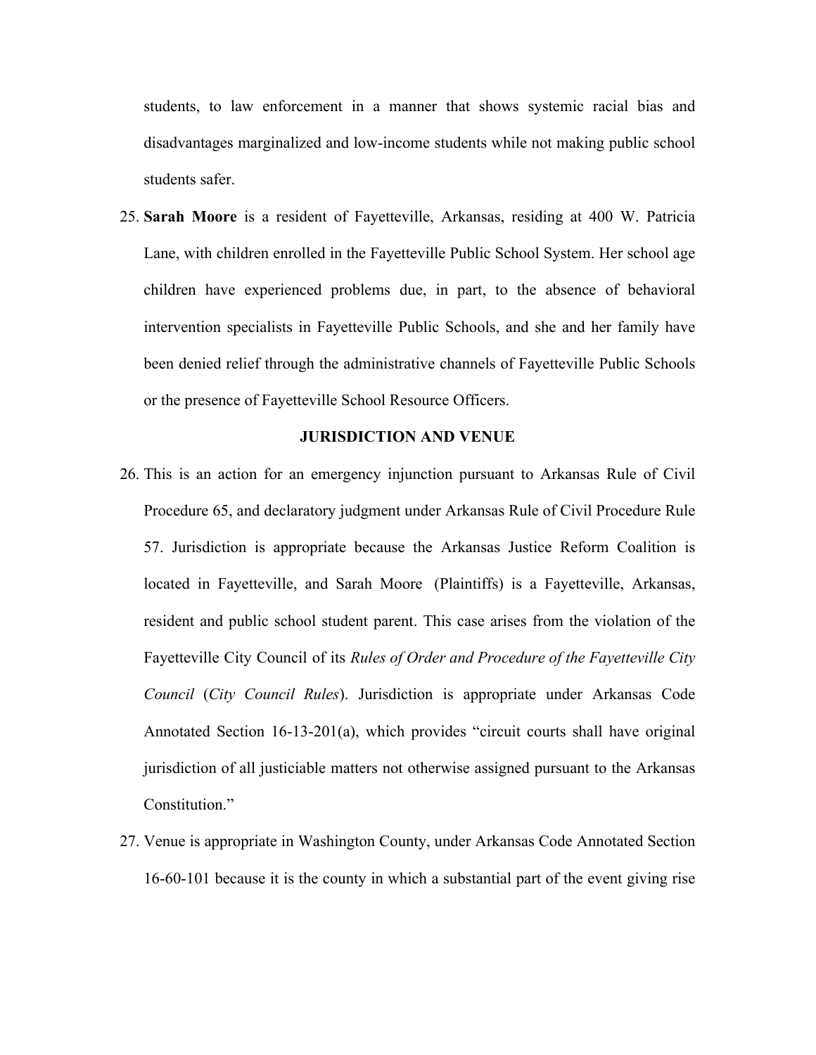students, to law enforcement in a manner that shows systemic racial bias and disadvantages marginalized and low-income students while not making public school students safer.

25. **Sarah Moore** is a resident of Fayetteville, Arkansas, residing at 400 W. Patricia Lane, with children enrolled in the Fayetteville Public School System. Her school age children have experienced problems due, in part, to the absence of behavioral intervention specialists in Fayetteville Public Schools, and she and her family have been denied relief through the administrative channels of Fayetteville Public Schools or the presence of Fayetteville School Resource Officers.

**JURISDICTION AND VENUE**

26. This is an action for an emergency injunction pursuant to Arkansas Rule of Civil Procedure 65, and declaratory judgment under Arkansas Rule of Civil Procedure Rule 57. Jurisdiction is appropriate because the Arkansas Justice Reform Coalition is located in Fayetteville, and Sarah Moore (Plaintiffs) is a Fayetteville, Arkansas, resident and public school student parent. This case arises from the violation of the Fayetteville City Council of its *Rules of Order and Procedure of the Fayetteville City Council* (*City Council Rules*). Jurisdiction is appropriate under Arkansas Code Annotated Section 16-13-201(a), which provides "circuit courts shall have original jurisdiction of all justiciable matters not otherwise assigned pursuant to the Arkansas Constitution."

27. Venue is appropriate in Washington County, under Arkansas Code Annotated Section 16-60-101 because it is the county in which a substantial part of the event giving rise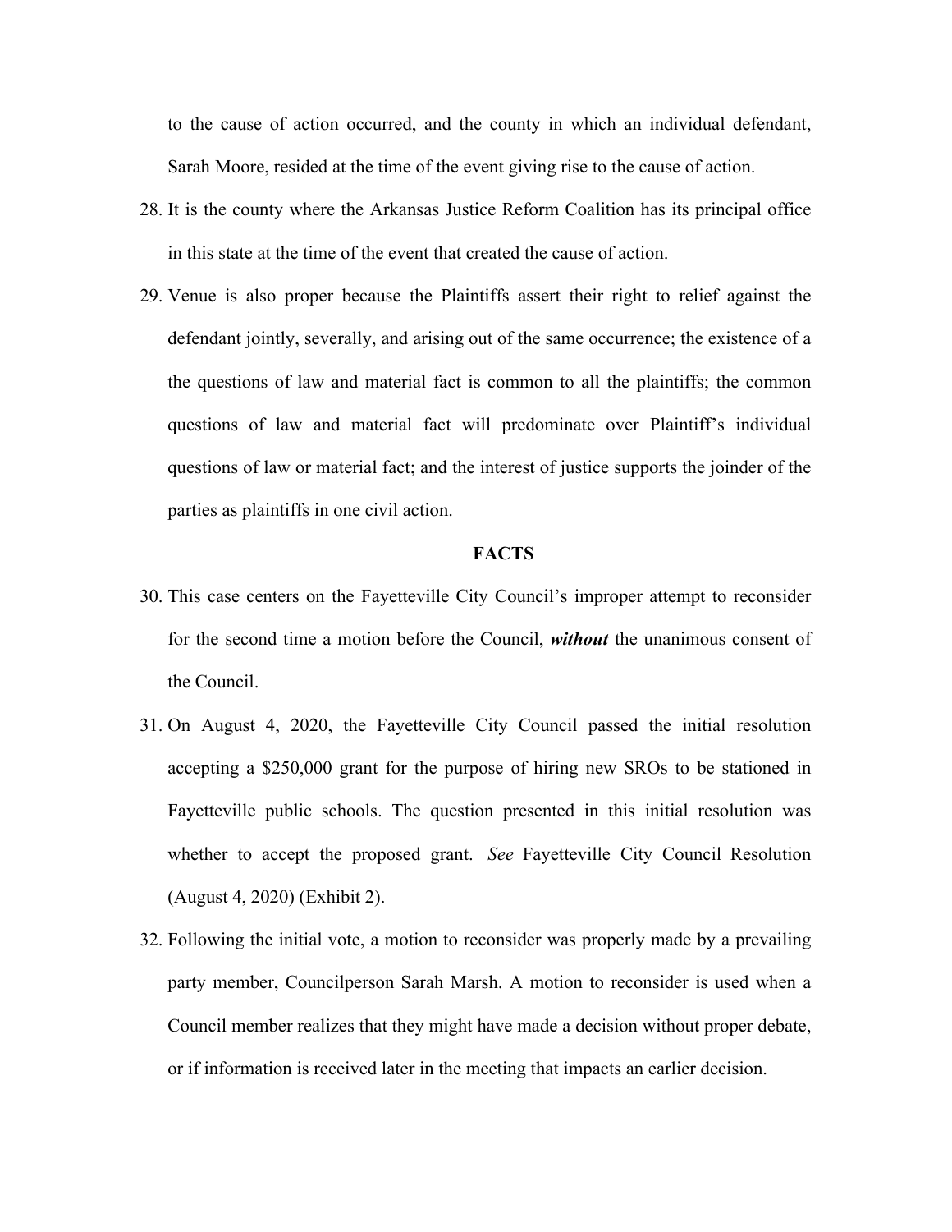to the cause of action occurred, and the county in which an individual defendant, Sarah Moore, resided at the time of the event giving rise to the cause of action.

28. It is the county where the Arkansas Justice Reform Coalition has its principal office in this state at the time of the event that created the cause of action.
29. Venue is also proper because the Plaintiffs assert their right to relief against the defendant jointly, severally, and arising out of the same occurrence; the existence of a the questions of law and material fact is common to all the plaintiffs; the common questions of law and material fact will predominate over Plaintiff's individual questions of law or material fact; and the interest of justice supports the joinder of the parties as plaintiffs in one civil action.

**FACTS**

30. This case centers on the Fayetteville City Council's improper attempt to reconsider for the second time a motion before the Council, ***without*** the unanimous consent of the Council.
31. On August 4, 2020, the Fayetteville City Council passed the initial resolution accepting a $250,000 grant for the purpose of hiring new SROs to be stationed in Fayetteville public schools. The question presented in this initial resolution was whether to accept the proposed grant. *See* Fayetteville City Council Resolution (August 4, 2020) (Exhibit 2).
32. Following the initial vote, a motion to reconsider was properly made by a prevailing party member, Councilperson Sarah Marsh. A motion to reconsider is used when a Council member realizes that they might have made a decision without proper debate, or if information is received later in the meeting that impacts an earlier decision.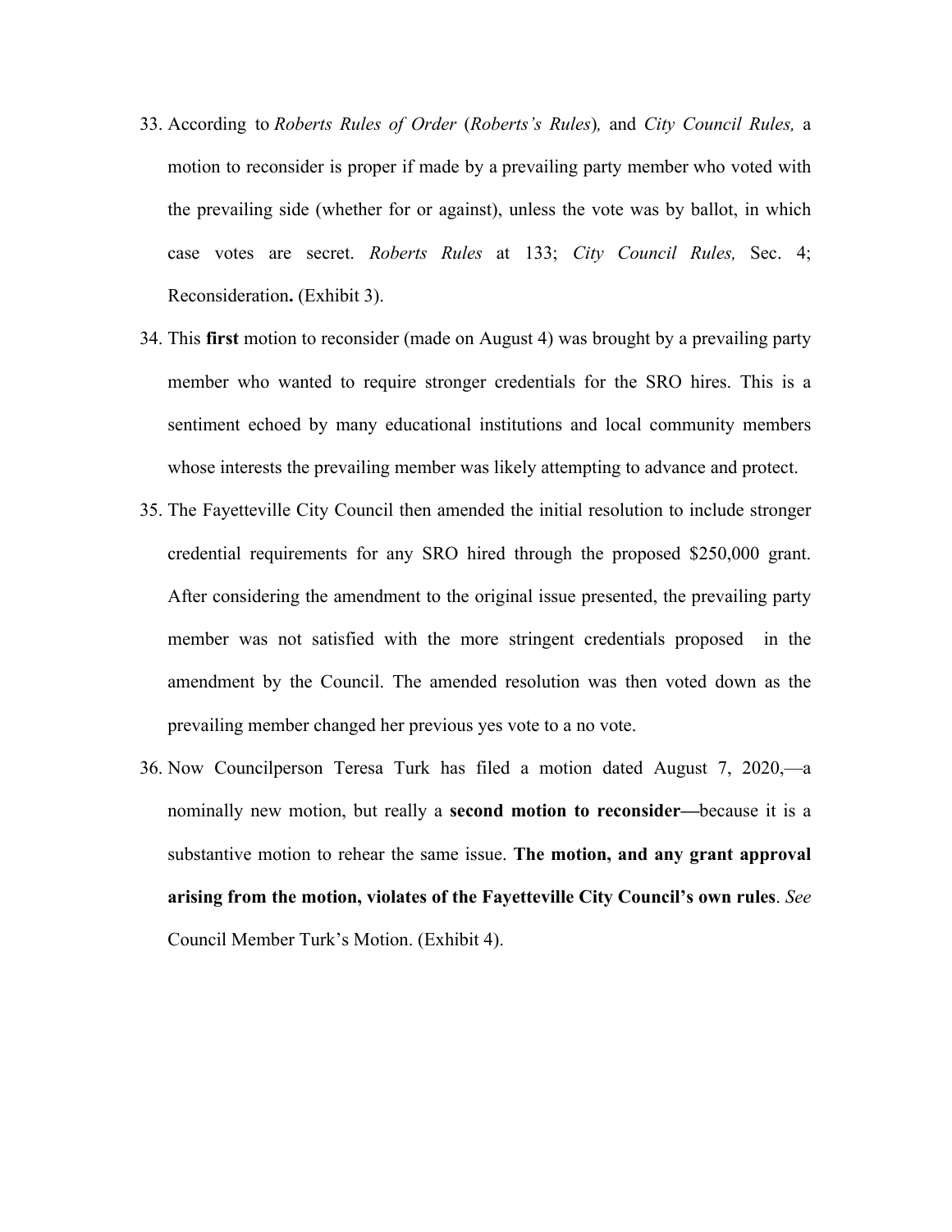33. According to *Roberts Rules of Order* (*Roberts's Rules*), and *City Council Rules,* a motion to reconsider is proper if made by a prevailing party member who voted with the prevailing side (whether for or against), unless the vote was by ballot, in which case votes are secret. *Roberts Rules* at 133; *City Council Rules,* Sec. 4; Reconsideration**.** (Exhibit 3).

34. This **first** motion to reconsider (made on August 4) was brought by a prevailing party member who wanted to require stronger credentials for the SRO hires. This is a sentiment echoed by many educational institutions and local community members whose interests the prevailing member was likely attempting to advance and protect.

35. The Fayetteville City Council then amended the initial resolution to include stronger credential requirements for any SRO hired through the proposed $250,000 grant. After considering the amendment to the original issue presented, the prevailing party member was not satisfied with the more stringent credentials proposed in the amendment by the Council. The amended resolution was then voted down as the prevailing member changed her previous yes vote to a no vote.

36. Now Councilperson Teresa Turk has filed a motion dated August 7, 2020,—a nominally new motion, but really a **second motion to reconsider—**because it is a substantive motion to rehear the same issue. **The motion, and any grant approval arising from the motion, violates of the Fayetteville City Council's own rules**. *See* Council Member Turk's Motion. (Exhibit 4).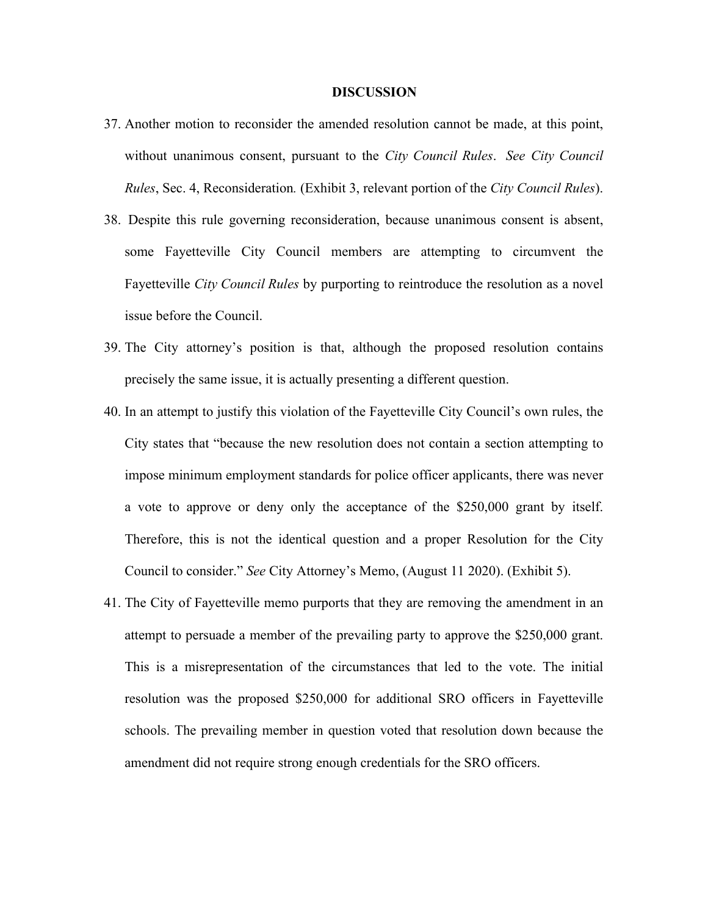**DISCUSSION**

37. Another motion to reconsider the amended resolution cannot be made, at this point, without unanimous consent, pursuant to the *City Council Rules*. *See City Council Rules*, Sec. 4, Reconsideration. (Exhibit 3, relevant portion of the *City Council Rules*).

38. Despite this rule governing reconsideration, because unanimous consent is absent, some Fayetteville City Council members are attempting to circumvent the Fayetteville *City Council Rules* by purporting to reintroduce the resolution as a novel issue before the Council.

39. The City attorney's position is that, although the proposed resolution contains precisely the same issue, it is actually presenting a different question.

40. In an attempt to justify this violation of the Fayetteville City Council's own rules, the City states that "because the new resolution does not contain a section attempting to impose minimum employment standards for police officer applicants, there was never a vote to approve or deny only the acceptance of the $250,000 grant by itself. Therefore, this is not the identical question and a proper Resolution for the City Council to consider." *See* City Attorney's Memo, (August 11 2020). (Exhibit 5).

41. The City of Fayetteville memo purports that they are removing the amendment in an attempt to persuade a member of the prevailing party to approve the $250,000 grant. This is a misrepresentation of the circumstances that led to the vote. The initial resolution was the proposed $250,000 for additional SRO officers in Fayetteville schools. The prevailing member in question voted that resolution down because the amendment did not require strong enough credentials for the SRO officers.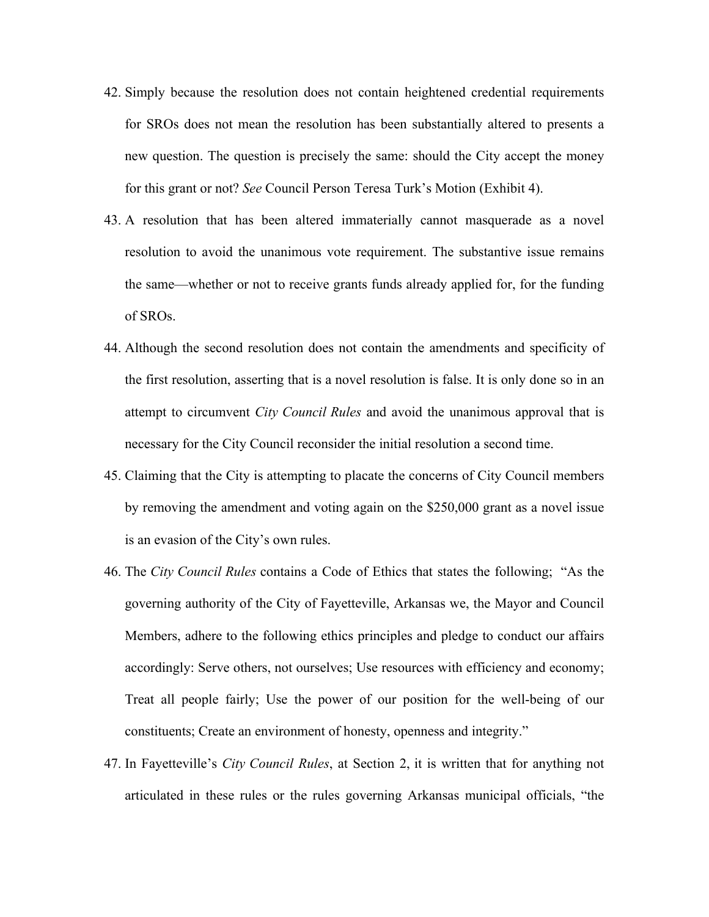42. Simply because the resolution does not contain heightened credential requirements for SROs does not mean the resolution has been substantially altered to presents a new question. The question is precisely the same: should the City accept the money for this grant or not? *See* Council Person Teresa Turk's Motion (Exhibit 4).

43. A resolution that has been altered immaterially cannot masquerade as a novel resolution to avoid the unanimous vote requirement. The substantive issue remains the same—whether or not to receive grants funds already applied for, for the funding of SROs.

44. Although the second resolution does not contain the amendments and specificity of the first resolution, asserting that is a novel resolution is false. It is only done so in an attempt to circumvent *City Council Rules* and avoid the unanimous approval that is necessary for the City Council reconsider the initial resolution a second time.

45. Claiming that the City is attempting to placate the concerns of City Council members by removing the amendment and voting again on the $250,000 grant as a novel issue is an evasion of the City's own rules.

46. The *City Council Rules* contains a Code of Ethics that states the following; "As the governing authority of the City of Fayetteville, Arkansas we, the Mayor and Council Members, adhere to the following ethics principles and pledge to conduct our affairs accordingly: Serve others, not ourselves; Use resources with efficiency and economy; Treat all people fairly; Use the power of our position for the well-being of our constituents; Create an environment of honesty, openness and integrity."

47. In Fayetteville's *City Council Rules*, at Section 2, it is written that for anything not articulated in these rules or the rules governing Arkansas municipal officials, "the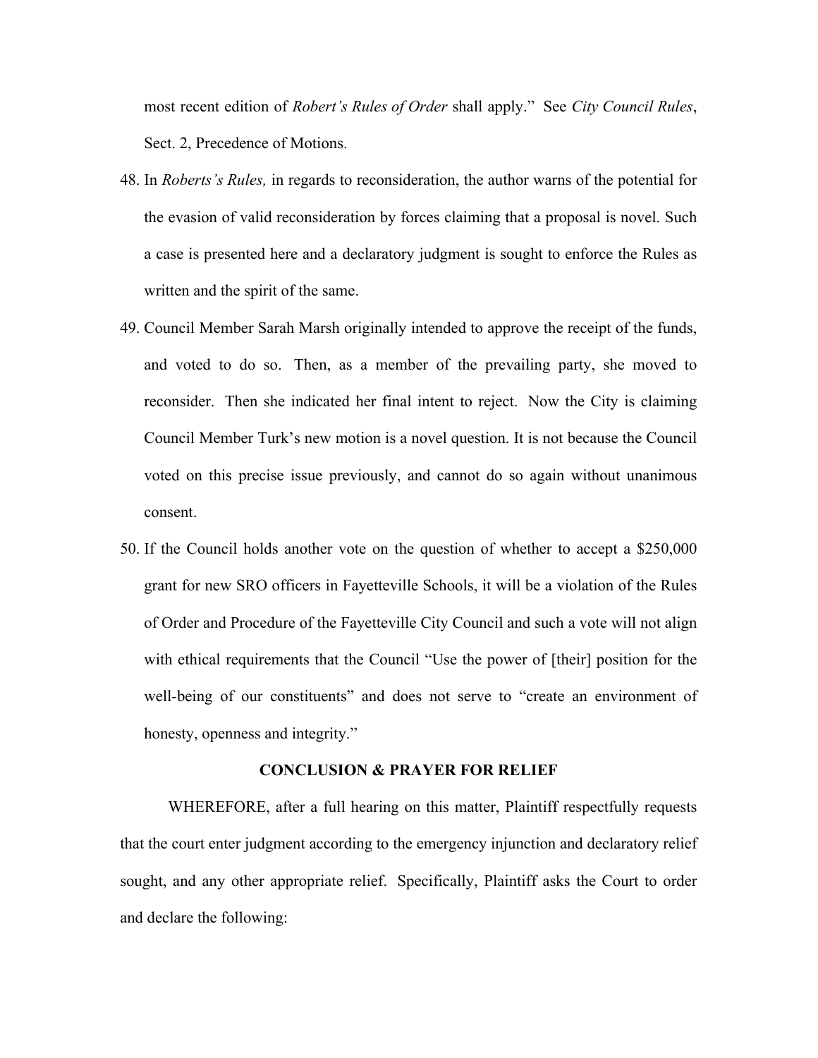most recent edition of *Robert's Rules of Order* shall apply." See *City Council Rules*, Sect. 2, Precedence of Motions.

48. In *Roberts's Rules,* in regards to reconsideration, the author warns of the potential for the evasion of valid reconsideration by forces claiming that a proposal is novel. Such a case is presented here and a declaratory judgment is sought to enforce the Rules as written and the spirit of the same.

49. Council Member Sarah Marsh originally intended to approve the receipt of the funds, and voted to do so. Then, as a member of the prevailing party, she moved to reconsider. Then she indicated her final intent to reject. Now the City is claiming Council Member Turk's new motion is a novel question. It is not because the Council voted on this precise issue previously, and cannot do so again without unanimous consent.

50. If the Council holds another vote on the question of whether to accept a $250,000 grant for new SRO officers in Fayetteville Schools, it will be a violation of the Rules of Order and Procedure of the Fayetteville City Council and such a vote will not align with ethical requirements that the Council "Use the power of [their] position for the well-being of our constituents" and does not serve to "create an environment of honesty, openness and integrity."

## CONCLUSION & PRAYER FOR RELIEF

WHEREFORE, after a full hearing on this matter, Plaintiff respectfully requests that the court enter judgment according to the emergency injunction and declaratory relief sought, and any other appropriate relief. Specifically, Plaintiff asks the Court to order and declare the following: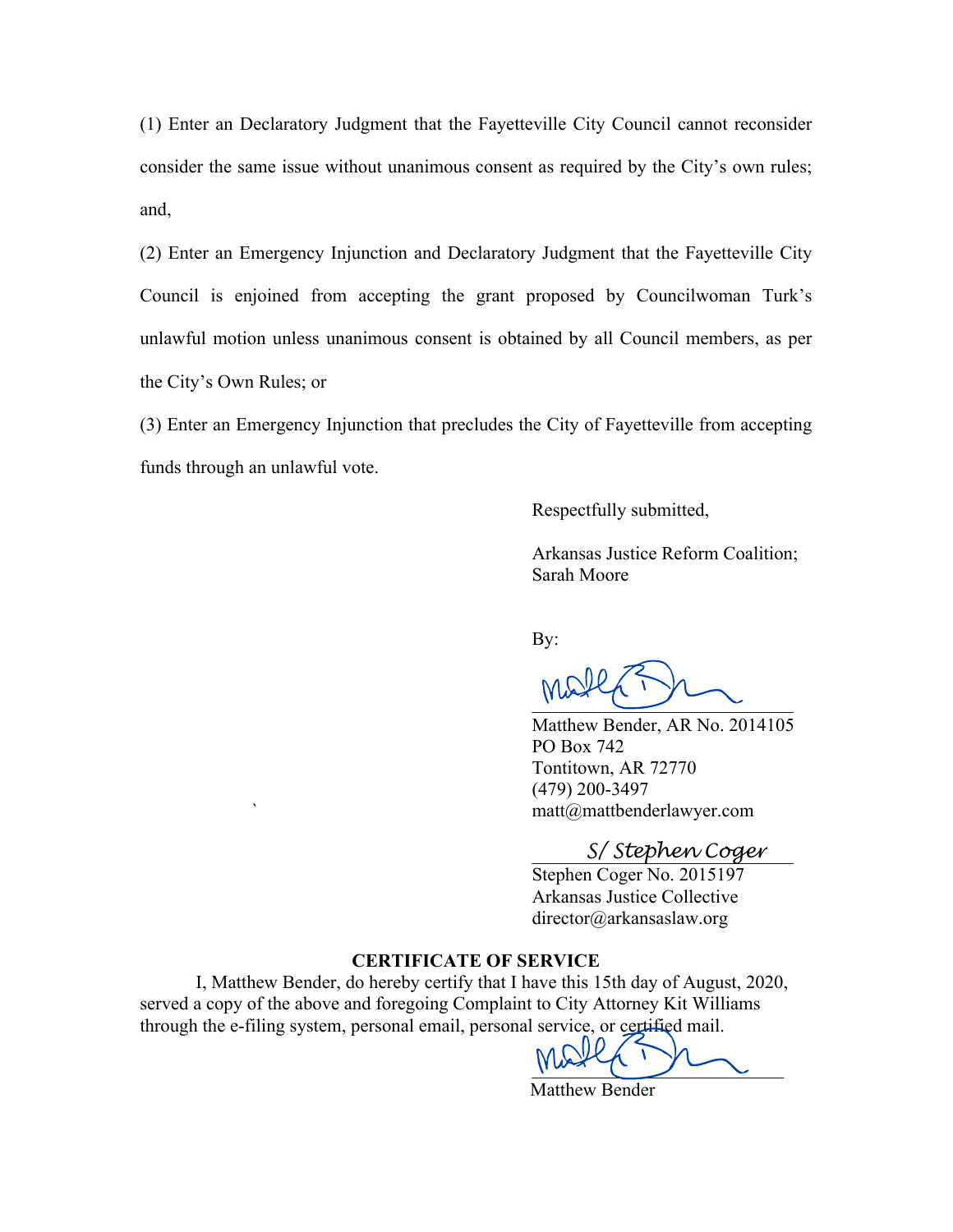(1) Enter an Declaratory Judgment that the Fayetteville City Council cannot reconsider consider the same issue without unanimous consent as required by the City's own rules; and,

(2) Enter an Emergency Injunction and Declaratory Judgment that the Fayetteville City Council is enjoined from accepting the grant proposed by Councilwoman Turk's unlawful motion unless unanimous consent is obtained by all Council members, as per the City's Own Rules; or

(3) Enter an Emergency Injunction that precludes the City of Fayetteville from accepting funds through an unlawful vote.

Respectfully submitted,

Arkansas Justice Reform Coalition;
Sarah Moore

By:

Matthew Bender, AR No. 2014105
PO Box 742
Tontitown, AR 72770
(479) 200-3497
matt@mattbenderlawyer.com

*S/ Stephen Coger*

Stephen Coger No. 2015197
Arkansas Justice Collective
director@arkansaslaw.org

**CERTIFICATE OF SERVICE**

I, Matthew Bender, do hereby certify that I have this 15th day of August, 2020, served a copy of the above and foregoing Complaint to City Attorney Kit Williams through the e-filing system, personal email, personal service, or certified mail.

Matthew Bender